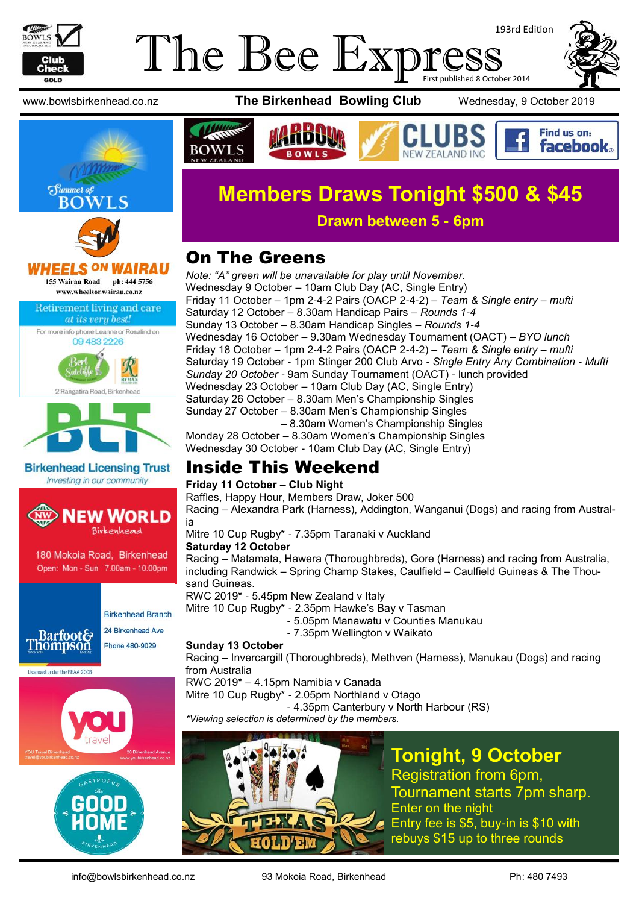193rd Edition

# The Bee Express

First published 8 October 2014

www.bowlsbirkenhead.co.nz | **The Birkenhead Bowling Club** | Wednesday, 9 October 2019

## Members Draws Tonight $500 & $45

**Drawn between 5 - 6pm**

## On The Greens

*Note: "A" green will be unavailable for play until November.*

Wednesday 9 October – 10am Club Day (AC, Single Entry)
Friday 11 October – 1pm 2-4-2 Pairs (OACP 2-4-2) – *Team & Single entry – mufti*
Saturday 12 October – 8.30am Handicap Pairs – *Rounds 1-4*
Sunday 13 October – 8.30am Handicap Singles – *Rounds 1-4*
Wednesday 16 October – 9.30am Wednesday Tournament (OACT) – *BYO lunch*
Friday 18 October – 1pm 2-4-2 Pairs (OACP 2-4-2) – *Team & Single entry – mufti*
Saturday 19 October - 1pm Stinger 200 Club Arvo - *Single Entry Any Combination - Mufti*
*Sunday 20 October* - 9am Sunday Tournament (OACT) - lunch provided
Wednesday 23 October – 10am Club Day (AC, Single Entry)
Saturday 26 October – 8.30am Men's Championship Singles
Sunday 27 October – 8.30am Men's Championship Singles
– 8.30am Women's Championship Singles
Monday 28 October – 8.30am Women's Championship Singles
Wednesday 30 October - 10am Club Day (AC, Single Entry)

## Inside This Weekend

**Friday 11 October – Club Night**

Raffles, Happy Hour, Members Draw, Joker 500
Racing – Alexandra Park (Harness), Addington, Wanganui (Dogs) and racing from Australia
Mitre 10 Cup Rugby* - 7.35pm Taranaki v Auckland

**Saturday 12 October**

Racing – Matamata, Hawera (Thoroughbreds), Gore (Harness) and racing from Australia, including Randwick – Spring Champ Stakes, Caulfield – Caulfield Guineas & The Thousand Guineas.
RWC 2019* - 5.45pm New Zealand v Italy
Mitre 10 Cup Rugby* - 2.35pm Hawke's Bay v Tasman
- 5.05pm Manawatu v Counties Manukau
- 7.35pm Wellington v Waikato

**Sunday 13 October**

Racing – Invercargill (Thoroughbreds), Methven (Harness), Manukau (Dogs) and racing from Australia
RWC 2019* – 4.15pm Namibia v Canada
Mitre 10 Cup Rugby* - 2.05pm Northland v Otago
- 4.35pm Canterbury v North Harbour (RS)

*\*Viewing selection is determined by the members.*

## Tonight, 9 October

Registration from 6pm,
Tournament starts 7pm sharp.
Enter on the night
Entry fee is $5, buy-in is $10 with rebuys $15 up to three rounds

Summer of Bowls

WHEELS ON WAIRAU — 155 Wairau Road ph: 444 5756 www.wheelsonwairau.co.nz

Retirement living and care at its very best! For more info phone Leanne or Rosalind on 09 483 2226 — Bert Sutcliffe, 2 Rangatira Road, Birkenhead

Birkenhead Licensing Trust — Investing in our community

NEW WORLD Birkenhead — 180 Mokoia Road, Birkenhead. Open: Mon - Sun 7.00am - 10.00pm

Barfoot & Thompson — Birkenhead Branch, 24 Birkenhead Ave, Phone 480-9029. Licensed under the REAA 2008

YOU travel — 20 Birkenhead Avenue

Gastropub The Good Home Birkenhead

info@bowlsbirkenhead.co.nz | 93 Mokoia Road, Birkenhead | Ph: 480 7493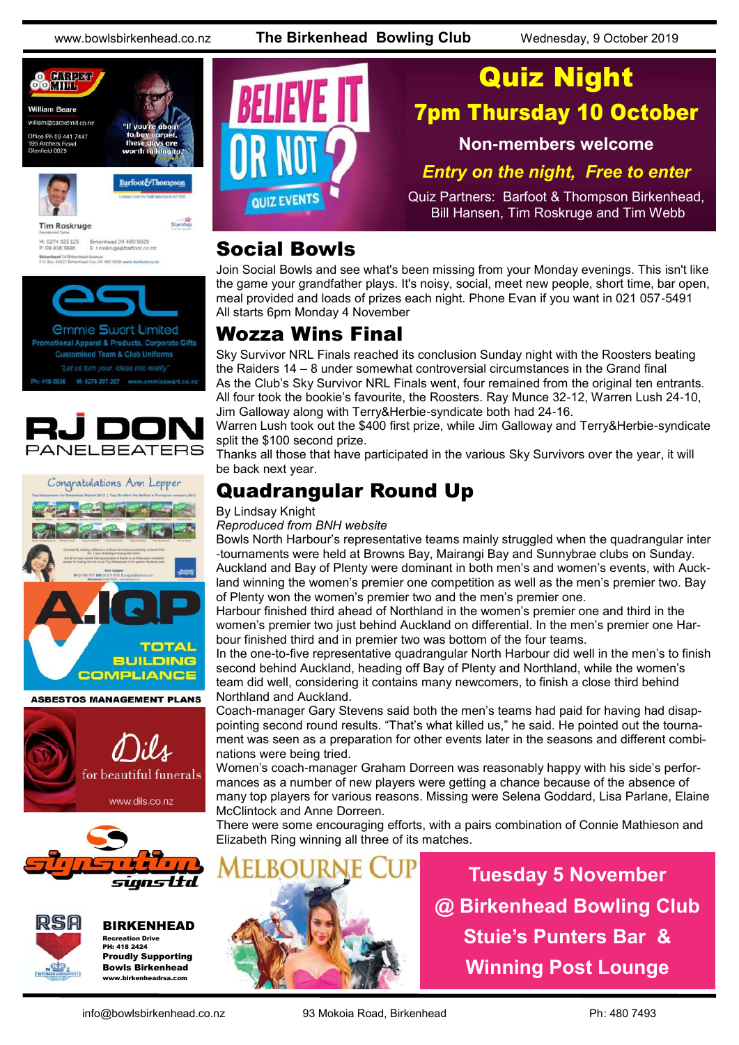# Quiz Night

## 7pm Thursday 10 October

**Non-members welcome**

***Entry on the night, Free to enter***

Quiz Partners: Barfoot & Thompson Birkenhead, Bill Hansen, Tim Roskruge and Tim Webb

## Social Bowls

Join Social Bowls and see what's been missing from your Monday evenings. This isn't like the game your grandfather plays. It's noisy, social, meet new people, short time, bar open, meal provided and loads of prizes each night. Phone Evan if you want in 021 057-5491
All starts 6pm Monday 4 November

## Wozza Wins Final

Sky Survivor NRL Finals reached its conclusion Sunday night with the Roosters beating the Raiders 14 – 8 under somewhat controversial circumstances in the Grand final
As the Club's Sky Survivor NRL Finals went, four remained from the original ten entrants. All four took the bookie's favourite, the Roosters. Ray Munce 32-12, Warren Lush 24-10, Jim Galloway along with Terry&Herbie-syndicate both had 24-16.
Warren Lush took out the $400 first prize, while Jim Galloway and Terry&Herbie-syndicate split the $100 second prize.
Thanks all those that have participated in the various Sky Survivors over the year, it will be back next year.

## Quadrangular Round Up

By Lindsay Knight
*Reproduced from BNH website*
Bowls North Harbour's representative teams mainly struggled when the quadrangular inter-tournaments were held at Browns Bay, Mairangi Bay and Sunnybrae clubs on Sunday.
Auckland and Bay of Plenty were dominant in both men's and women's events, with Auckland winning the women's premier one competition as well as the men's premier two. Bay of Plenty won the women's premier two and the men's premier one.
Harbour finished third ahead of Northland in the women's premier one and third in the women's premier two just behind Auckland on differential. In the men's premier one Harbour finished third and in premier two was bottom of the four teams.
In the one-to-five representative quadrangular North Harbour did well in the men's to finish second behind Auckland, heading off Bay of Plenty and Northland, while the women's team did well, considering it contains many newcomers, to finish a close third behind Northland and Auckland.
Coach-manager Gary Stevens said both the men's teams had paid for having had disappointing second round results. "That's what killed us," he said. He pointed out the tournament was seen as a preparation for other events later in the seasons and different combinations were being tried.
Women's coach-manager Graham Dorreen was reasonably happy with his side's performances as a number of new players were getting a chance because of the absence of many top players for various reasons. Missing were Selena Goddard, Lisa Parlane, Elaine McClintock and Anne Dorreen.
There were some encouraging efforts, with a pairs combination of Connie Mathieson and Elizabeth Ring winning all three of its matches.

## Melbourne Cup

**Tuesday 5 November**
**@ Birkenhead Bowling Club**
**Stuie's Punters Bar & Winning Post Lounge**

---

**Carpet Mill** — William Beare, william@carpetmill.co.nz, Office Ph 09 441 7447, 195 Archers Road, Glenfield 0629. "If you're about to buy carpet, these guys are worth talking to."

**Barfoot & Thompson** — Tim Roskrugge, Residential Sales. M: 0274 923 125, P: 09 418 3846, Birkenhead 09 480 9029, E: t.roskruge@barfoot.co.nz

**ESL Emmie Swart Limited** — Promotional Apparel & Products, Corporate Gifts, Customised Team & Club Uniforms. "Let us turn your ideas into reality". Ph: 410-0926, M: 0275 297-207, www.emmieswart.co.nz

**RJ DON PANELBEATERS**

Congratulations Ann Lepper

**A.IQP — TOTAL BUILDING COMPLIANCE**
ASBESTOS MANAGEMENT PLANS

**Dils** for beautiful funerals — www.dils.co.nz

**Signsation signs ltd**

**RSA BIRKENHEAD** — Recreation Drive, PH: 418 2424. Proudly Supporting Bowls Birkenhead. www.birkenheadrsa.com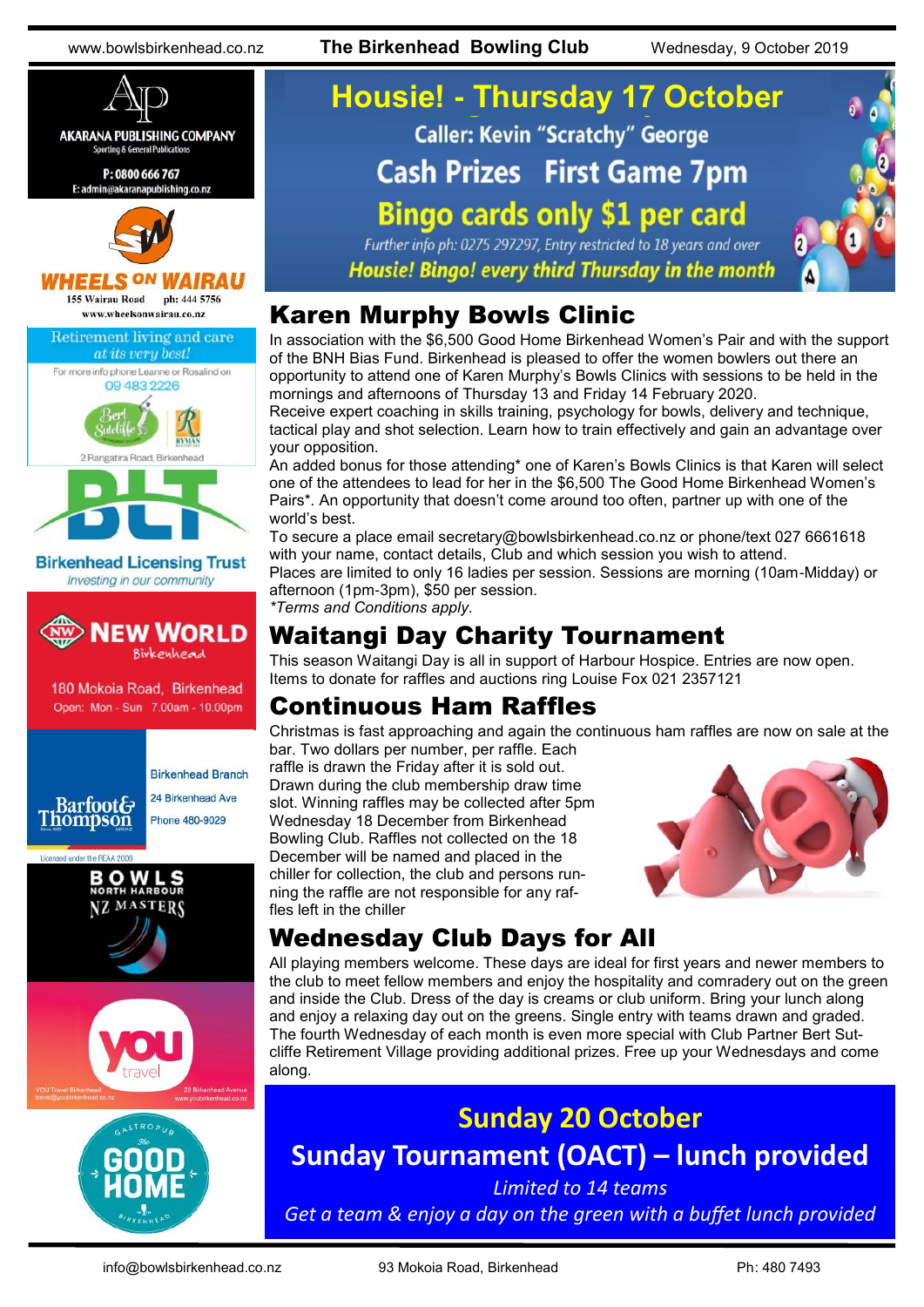# Housie! - Thursday 17 October

**Caller: Kevin "Scratchy" George**

**Cash Prizes First Game 7pm**

**Bingo cards only $1 per card**

*Further info ph: 0275 297297, Entry restricted to 18 years and over*

***Housie! Bingo! every third Thursday in the month***

## Karen Murphy Bowls Clinic

In association with the $6,500 Good Home Birkenhead Women's Pair and with the support of the BNH Bias Fund. Birkenhead is pleased to offer the women bowlers out there an opportunity to attend one of Karen Murphy's Bowls Clinics with sessions to be held in the mornings and afternoons of Thursday 13 and Friday 14 February 2020.

Receive expert coaching in skills training, psychology for bowls, delivery and technique, tactical play and shot selection. Learn how to train effectively and gain an advantage over your opposition.

An added bonus for those attending* one of Karen's Bowls Clinics is that Karen will select one of the attendees to lead for her in the $6,500 The Good Home Birkenhead Women's Pairs*. An opportunity that doesn't come around too often, partner up with one of the world's best.

To secure a place email secretary@bowlsbirkenhead.co.nz or phone/text 027 6661618 with your name, contact details, Club and which session you wish to attend.

Places are limited to only 16 ladies per session. Sessions are morning (10am-Midday) or afternoon (1pm-3pm), $50 per session.

*\*Terms and Conditions apply.*

## Waitangi Day Charity Tournament

This season Waitangi Day is all in support of Harbour Hospice. Entries are now open. Items to donate for raffles and auctions ring Louise Fox 021 2357121

## Continuous Ham Raffles

Christmas is fast approaching and again the continuous ham raffles are now on sale at the bar. Two dollars per number, per raffle. Each raffle is drawn the Friday after it is sold out. Drawn during the club membership draw time slot. Winning raffles may be collected after 5pm Wednesday 18 December from Birkenhead Bowling Club. Raffles not collected on the 18 December will be named and placed in the chiller for collection, the club and persons running the raffle are not responsible for any raffles left in the chiller

## Wednesday Club Days for All

All playing members welcome. These days are ideal for first years and newer members to the club to meet fellow members and enjoy the hospitality and comradery out on the green and inside the Club. Dress of the day is creams or club uniform. Bring your lunch along and enjoy a relaxing day out on the greens. Single entry with teams drawn and graded. The fourth Wednesday of each month is even more special with Club Partner Bert Sutcliffe Retirement Village providing additional prizes. Free up your Wednesdays and come along.

## Sunday 20 October

### Sunday Tournament (OACT) – lunch provided

*Limited to 14 teams*

*Get a team & enjoy a day on the green with a buffet lunch provided*

---

**AKARANA PUBLISHING COMPANY**
Sporting & General Publications
P: 0800 666 767
E: admin@akaranapublishing.co.nz

**WHEELS ON WAIRAU**
155 Wairau Road ph: 444 5756
www.wheelsonwairau.co.nz

Retirement living and care *at its very best!*
For more info phone Leanne or Rosalind on 09 483 2226
Bert Sutcliffe — RYMAN
2 Rangatira Road, Birkenhead

**Birkenhead Licensing Trust**
*Investing in our community*

**NEW WORLD** Birkenhead
180 Mokoia Road, Birkenhead
Open: Mon - Sun 7.00am - 10.00pm

Barfoot & Thompson
Birkenhead Branch
24 Birkenhead Ave
Phone 480-9029
Licensed under the REAA 2008

BOWLS NORTH HARBOUR NZ MASTERS

you travel
YOU Travel Birkenhead
travel@youbirkenhead.co.nz
20 Birkenhead Avenue
www.youbirkenhead.co.nz

GASTROPUB The GOOD HOME BIRKENHEAD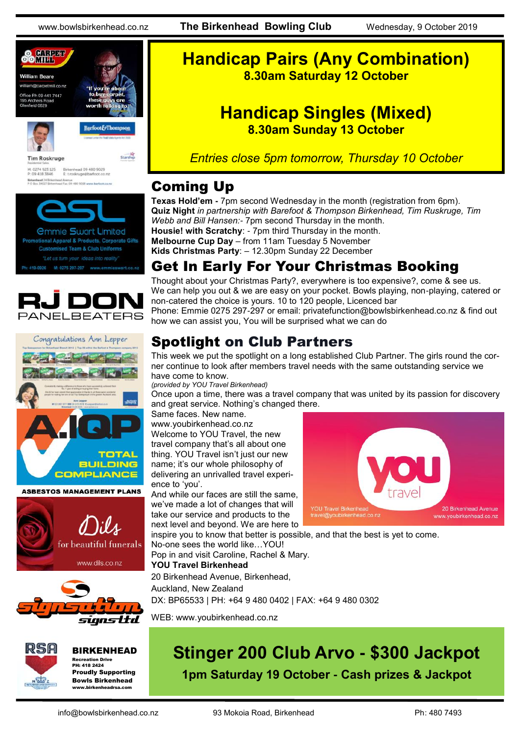# Handicap Pairs (Any Combination)

**8.30am Saturday 12 October**

# Handicap Singles (Mixed)

**8.30am Sunday 13 October**

*Entries close 5pm tomorrow, Thursday 10 October*

## Coming Up

**Texas Hold'em -** 7pm second Wednesday in the month (registration from 6pm).
**Quiz Night** *in partnership with Barefoot & Thompson Birkenhead, Tim Ruskruge, Tim Webb and Bill Hansen:-* 7pm second Thursday in the month.
**Housie! with Scratchy**: - 7pm third Thursday in the month.
**Melbourne Cup Day** – from 11am Tuesday 5 November
**Kids Christmas Party**: – 12.30pm Sunday 22 December

## Get In Early For Your Christmas Booking

Thought about your Christmas Party?, everywhere is too expensive?, come & see us. We can help you out & we are easy on your pocket. Bowls playing, non-playing, catered or non-catered the choice is yours. 10 to 120 people, Licenced bar
Phone: Emmie 0275 297-297 or email: privatefunction@bowlsbirkenhead.co.nz & find out how we can assist you, You will be surprised what we can do

## Spotlight on Club Partners

This week we put the spotlight on a long established Club Partner. The girls round the corner continue to look after members travel needs with the same outstanding service we have come to know.
*(provided by YOU Travel Birkenhead)*
Once upon a time, there was a travel company that was united by its passion for discovery and great service. Nothing's changed there.
Same faces. New name.
www.youbirkenhead.co.nz
Welcome to YOU Travel, the new travel company that's all about one thing. YOU Travel isn't just our new name; it's our whole philosophy of delivering an unrivalled travel experience to 'you'.
And while our faces are still the same, we've made a lot of changes that will take our service and products to the next level and beyond. We are here to inspire you to know that better is possible, and that the best is yet to come.
No-one sees the world like…YOU!
Pop in and visit Caroline, Rachel & Mary.
**YOU Travel Birkenhead**
20 Birkenhead Avenue, Birkenhead,
Auckland, New Zealand
DX: BP65533 | PH: +64 9 480 0402 | FAX: +64 9 480 0302
WEB: www.youbirkenhead.co.nz

# Stinger 200 Club Arvo - $300 Jackpot

**1pm Saturday 19 October - Cash prizes & Jackpot**